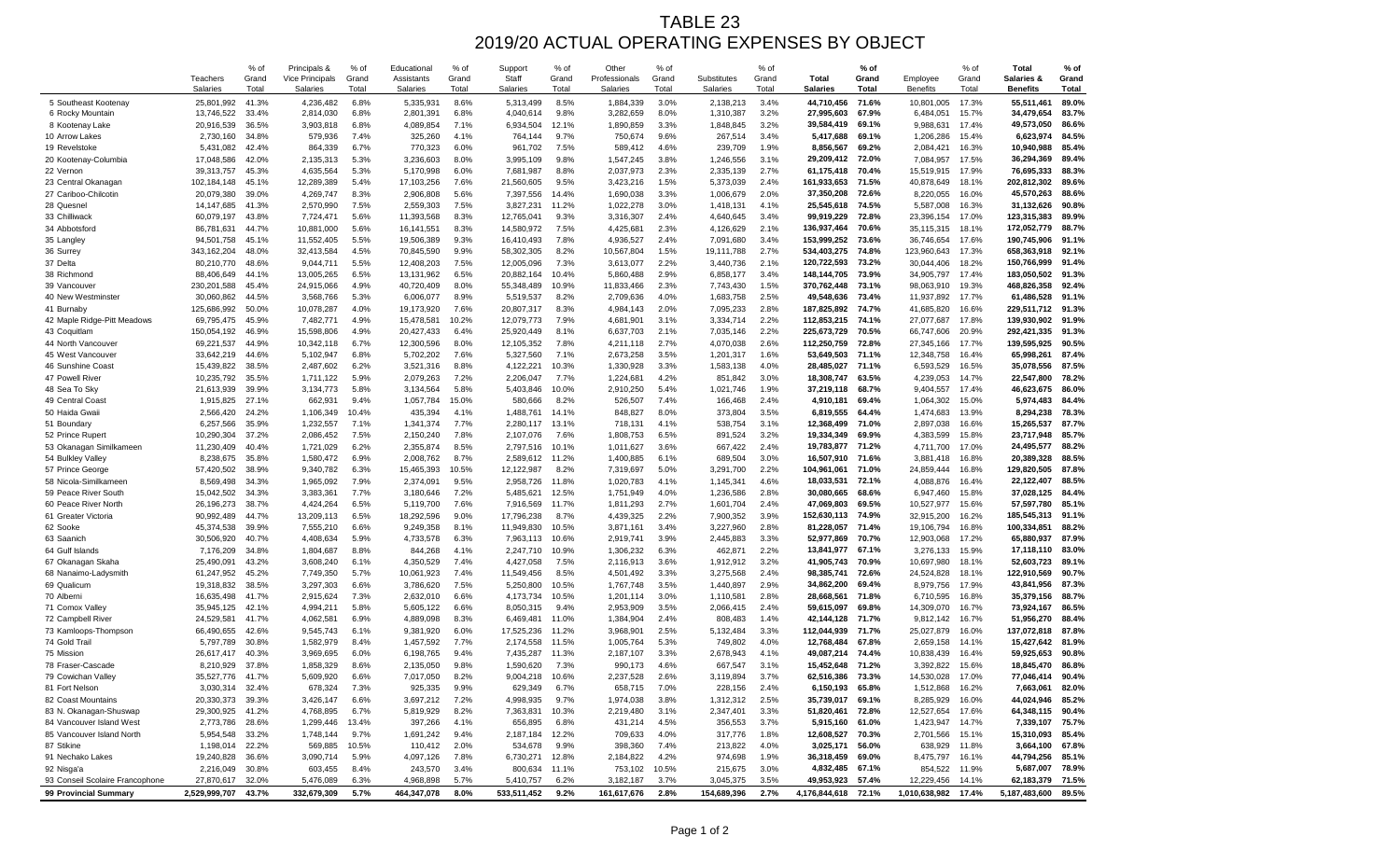# TABLE 23
## 2019/20 ACTUAL OPERATING EXPENSES BY OBJECT

| | Teachers Salaries | % of Grand Total | Principals & Vice Principals Salaries | % of Grand Total | Educational Assistants Salaries | % of Grand Total | Support Staff Salaries | % of Grand Total | Other Professionals Salaries | % of Grand Total | Substitutes Salaries | % of Grand Total | **Total Salaries** | **% of Grand Total** | Employee Benefits | % of Grand Total | **Total Salaries & Benefits** | **% of Grand Total** |
|---|---|---|---|---|---|---|---|---|---|---|---|---|---|---|---|---|---|---|
| 5 Southeast Kootenay | 25,801,992 | 41.3% | 4,236,482 | 6.8% | 5,335,931 | 8.6% | 5,313,499 | 8.5% | 1,884,339 | 3.0% | 2,138,213 | 3.4% | **44,710,456** | **71.6%** | 10,801,005 | 17.3% | **55,511,461** | **89.0%** |
| 6 Rocky Mountain | 13,746,522 | 33.4% | 2,814,030 | 6.8% | 2,801,391 | 6.8% | 4,040,614 | 9.8% | 3,282,659 | 8.0% | 1,310,387 | 3.2% | **27,995,603** | **67.9%** | 6,484,051 | 15.7% | **34,479,654** | **83.7%** |
| 8 Kootenay Lake | 20,916,539 | 36.5% | 3,903,818 | 6.8% | 4,089,854 | 7.1% | 6,934,504 | 12.1% | 1,890,859 | 3.3% | 1,848,845 | 3.2% | **39,584,419** | **69.1%** | 9,988,631 | 17.4% | **49,573,050** | **86.6%** |
| 10 Arrow Lakes | 2,730,160 | 34.8% | 579,936 | 7.4% | 325,260 | 4.1% | 764,144 | 9.7% | 750,674 | 9.6% | 267,514 | 3.4% | **5,417,688** | **69.1%** | 1,206,286 | 15.4% | **6,623,974** | **84.5%** |
| 19 Revelstoke | 5,431,082 | 42.4% | 864,339 | 6.7% | 770,323 | 6.0% | 961,702 | 7.5% | 589,412 | 4.6% | 239,709 | 1.9% | **8,856,567** | **69.2%** | 2,084,421 | 16.3% | **10,940,988** | **85.4%** |
| 20 Kootenay-Columbia | 17,048,586 | 42.0% | 2,135,313 | 5.3% | 3,236,603 | 8.0% | 3,995,109 | 9.8% | 1,547,245 | 3.8% | 1,246,556 | 3.1% | **29,209,412** | **72.0%** | 7,084,957 | 17.5% | **36,294,369** | **89.4%** |
| 22 Vernon | 39,313,757 | 45.3% | 4,635,564 | 5.3% | 5,170,998 | 6.0% | 7,681,987 | 8.8% | 2,037,973 | 2.3% | 2,335,139 | 2.7% | **61,175,418** | **70.4%** | 15,519,915 | 17.9% | **76,695,333** | **88.3%** |
| 23 Central Okanagan | 102,184,148 | 45.1% | 12,289,389 | 5.4% | 17,103,256 | 7.6% | 21,560,605 | 9.5% | 3,423,216 | 1.5% | 5,373,039 | 2.4% | **161,933,653** | **71.5%** | 40,878,649 | 18.1% | **202,812,302** | **89.6%** |
| 27 Cariboo-Chilcotin | 20,079,380 | 39.0% | 4,269,747 | 8.3% | 2,906,808 | 5.6% | 7,397,556 | 14.4% | 1,690,038 | 3.3% | 1,006,679 | 2.0% | **37,350,208** | **72.6%** | 8,220,055 | 16.0% | **45,570,263** | **88.6%** |
| 28 Quesnel | 14,147,685 | 41.3% | 2,570,990 | 7.5% | 2,559,303 | 7.5% | 3,827,231 | 11.2% | 1,022,278 | 3.0% | 1,418,131 | 4.1% | **25,545,618** | **74.5%** | 5,587,008 | 16.3% | **31,132,626** | **90.8%** |
| 33 Chilliwack | 60,079,197 | 43.8% | 7,724,471 | 5.6% | 11,393,568 | 8.3% | 12,765,041 | 9.3% | 3,316,307 | 2.4% | 4,640,645 | 3.4% | **99,919,229** | **72.8%** | 23,396,154 | 17.0% | **123,315,383** | **89.9%** |
| 34 Abbotsford | 86,781,631 | 44.7% | 10,881,000 | 5.6% | 16,141,551 | 8.3% | 14,580,972 | 7.5% | 4,425,681 | 2.3% | 4,126,629 | 2.1% | **136,937,464** | **70.6%** | 35,115,315 | 18.1% | **172,052,779** | **88.7%** |
| 35 Langley | 94,501,758 | 45.1% | 11,552,405 | 5.5% | 19,506,389 | 9.3% | 16,410,493 | 7.8% | 4,936,527 | 2.4% | 7,091,680 | 3.4% | **153,999,252** | **73.6%** | 36,746,654 | 17.6% | **190,745,906** | **91.1%** |
| 36 Surrey | 343,162,204 | 48.0% | 32,413,584 | 4.5% | 70,845,590 | 9.9% | 58,302,305 | 8.2% | 10,567,804 | 1.5% | 19,111,788 | 2.7% | **534,403,275** | **74.8%** | 123,960,643 | 17.3% | **658,363,918** | **92.1%** |
| 37 Delta | 80,210,770 | 48.6% | 9,044,711 | 5.5% | 12,408,203 | 7.5% | 12,005,096 | 7.3% | 3,613,077 | 2.2% | 3,440,736 | 2.1% | **120,722,593** | **73.2%** | 30,044,406 | 18.2% | **150,766,999** | **91.4%** |
| 38 Richmond | 88,406,649 | 44.1% | 13,005,265 | 6.5% | 13,131,962 | 6.5% | 20,882,164 | 10.4% | 5,860,488 | 2.9% | 6,858,177 | 3.4% | **148,144,705** | **73.9%** | 34,905,797 | 17.4% | **183,050,502** | **91.3%** |
| 39 Vancouver | 230,201,588 | 45.4% | 24,915,066 | 4.9% | 40,720,409 | 8.0% | 55,348,489 | 10.9% | 11,833,466 | 2.3% | 7,743,430 | 1.5% | **370,762,448** | **73.1%** | 98,063,910 | 19.3% | **468,826,358** | **92.4%** |
| 40 New Westminster | 30,060,862 | 44.5% | 3,568,766 | 5.3% | 6,006,077 | 8.9% | 5,519,537 | 8.2% | 2,709,636 | 4.0% | 1,683,758 | 2.5% | **49,548,636** | **73.4%** | 11,937,892 | 17.7% | **61,486,528** | **91.1%** |
| 41 Burnaby | 125,686,992 | 50.0% | 10,078,287 | 4.0% | 19,173,920 | 7.6% | 20,807,317 | 8.3% | 4,984,143 | 2.0% | 7,095,233 | 2.8% | **187,825,892** | **74.7%** | 41,685,820 | 16.6% | **229,511,712** | **91.3%** |
| 42 Maple Ridge-Pitt Meadows | 69,795,475 | 45.9% | 7,482,771 | 4.9% | 15,478,581 | 10.2% | 12,079,773 | 7.9% | 4,681,901 | 3.1% | 3,334,714 | 2.2% | **112,853,215** | **74.1%** | 27,077,687 | 17.8% | **139,930,902** | **91.9%** |
| 43 Coquitlam | 150,054,192 | 46.9% | 15,598,806 | 4.9% | 20,427,433 | 6.4% | 25,920,449 | 8.1% | 6,637,703 | 2.1% | 7,035,146 | 2.2% | **225,673,729** | **70.5%** | 66,747,606 | 20.9% | **292,421,335** | **91.3%** |
| 44 North Vancouver | 69,221,537 | 44.9% | 10,342,118 | 6.7% | 12,300,596 | 8.0% | 12,105,352 | 7.8% | 4,211,118 | 2.7% | 4,070,038 | 2.6% | **112,250,759** | **72.8%** | 27,345,166 | 17.7% | **139,595,925** | **90.5%** |
| 45 West Vancouver | 33,642,219 | 44.6% | 5,102,947 | 6.8% | 5,702,202 | 7.6% | 5,327,560 | 7.1% | 2,673,258 | 3.5% | 1,201,317 | 1.6% | **53,649,503** | **71.1%** | 12,348,758 | 16.4% | **65,998,261** | **87.4%** |
| 46 Sunshine Coast | 15,439,822 | 38.5% | 2,487,602 | 6.2% | 3,521,316 | 8.8% | 4,122,221 | 10.3% | 1,330,928 | 3.3% | 1,583,138 | 4.0% | **28,485,027** | **71.1%** | 6,593,529 | 16.5% | **35,078,556** | **87.5%** |
| 47 Powell River | 10,235,792 | 35.5% | 1,711,122 | 5.9% | 2,079,263 | 7.2% | 2,206,047 | 7.7% | 1,224,681 | 4.2% | 851,842 | 3.0% | **18,308,747** | **63.5%** | 4,239,053 | 14.7% | **22,547,800** | **78.2%** |
| 48 Sea To Sky | 21,613,939 | 39.9% | 3,134,773 | 5.8% | 3,134,564 | 5.8% | 5,403,846 | 10.0% | 2,910,250 | 5.4% | 1,021,746 | 1.9% | **37,219,118** | **68.7%** | 9,404,557 | 17.4% | **46,623,675** | **86.0%** |
| 49 Central Coast | 1,915,825 | 27.1% | 662,931 | 9.4% | 1,057,784 | 15.0% | 580,666 | 8.2% | 526,507 | 7.4% | 166,468 | 2.4% | **4,910,181** | **69.4%** | 1,064,302 | 15.0% | **5,974,483** | **84.4%** |
| 50 Haida Gwaii | 2,566,420 | 24.2% | 1,106,349 | 10.4% | 435,394 | 4.1% | 1,488,761 | 14.1% | 848,827 | 8.0% | 373,804 | 3.5% | **6,819,555** | **64.4%** | 1,474,683 | 13.9% | **8,294,238** | **78.3%** |
| 51 Boundary | 6,257,566 | 35.9% | 1,232,557 | 7.1% | 1,341,374 | 7.7% | 2,280,117 | 13.1% | 718,131 | 4.1% | 538,754 | 3.1% | **12,368,499** | **71.0%** | 2,897,038 | 16.6% | **15,265,537** | **87.7%** |
| 52 Prince Rupert | 10,290,304 | 37.2% | 2,086,452 | 7.5% | 2,150,240 | 7.8% | 2,107,076 | 7.6% | 1,808,753 | 6.5% | 891,524 | 3.2% | **19,334,349** | **69.9%** | 4,383,599 | 15.8% | **23,717,948** | **85.7%** |
| 53 Okanagan Similkameen | 11,230,409 | 40.4% | 1,721,029 | 6.2% | 2,355,874 | 8.5% | 2,797,516 | 10.1% | 1,011,627 | 3.6% | 667,422 | 2.4% | **19,783,877** | **71.2%** | 4,711,700 | 17.0% | **24,495,577** | **88.2%** |
| 54 Bulkley Valley | 8,238,675 | 35.8% | 1,580,472 | 6.9% | 2,008,762 | 8.7% | 2,589,612 | 11.2% | 1,400,885 | 6.1% | 689,504 | 3.0% | **16,507,910** | **71.6%** | 3,881,418 | 16.8% | **20,389,328** | **88.5%** |
| 57 Prince George | 57,420,502 | 38.9% | 9,340,782 | 6.3% | 15,465,393 | 10.5% | 12,122,987 | 8.2% | 7,319,697 | 5.0% | 3,291,700 | 2.2% | **104,961,061** | **71.0%** | 24,859,444 | 16.8% | **129,820,505** | **87.8%** |
| 58 Nicola-Similkameen | 8,569,498 | 34.3% | 1,965,092 | 7.9% | 2,374,091 | 9.5% | 2,958,726 | 11.8% | 1,020,783 | 4.1% | 1,145,341 | 4.6% | **18,033,531** | **72.1%** | 4,088,876 | 16.4% | **22,122,407** | **88.5%** |
| 59 Peace River South | 15,042,502 | 34.3% | 3,383,361 | 7.7% | 3,180,646 | 7.2% | 5,485,621 | 12.5% | 1,751,949 | 4.0% | 1,236,586 | 2.8% | **30,080,665** | **68.6%** | 6,947,460 | 15.8% | **37,028,125** | **84.4%** |
| 60 Peace River North | 26,196,273 | 38.7% | 4,424,264 | 6.5% | 5,119,700 | 7.6% | 7,916,569 | 11.7% | 1,811,293 | 2.7% | 1,601,704 | 2.4% | **47,069,803** | **69.5%** | 10,527,977 | 15.6% | **57,597,780** | **85.1%** |
| 61 Greater Victoria | 90,992,489 | 44.7% | 13,209,113 | 6.5% | 18,292,596 | 9.0% | 17,796,238 | 8.7% | 4,439,325 | 2.2% | 7,900,352 | 3.9% | **152,630,113** | **74.9%** | 32,915,200 | 16.2% | **185,545,313** | **91.1%** |
| 62 Sooke | 45,374,538 | 39.9% | 7,555,210 | 6.6% | 9,249,358 | 8.1% | 11,949,830 | 10.5% | 3,871,161 | 3.4% | 3,227,960 | 2.8% | **81,228,057** | **71.4%** | 19,106,794 | 16.8% | **100,334,851** | **88.2%** |
| 63 Saanich | 30,506,920 | 40.7% | 4,408,634 | 5.9% | 4,733,578 | 6.3% | 7,963,113 | 10.6% | 2,919,741 | 3.9% | 2,445,883 | 3.3% | **52,977,869** | **70.7%** | 12,903,068 | 17.2% | **65,880,937** | **87.9%** |
| 64 Gulf Islands | 7,176,209 | 34.8% | 1,804,687 | 8.8% | 844,268 | 4.1% | 2,247,710 | 10.9% | 1,306,232 | 6.3% | 462,871 | 2.2% | **13,841,977** | **67.1%** | 3,276,133 | 15.9% | **17,118,110** | **83.0%** |
| 67 Okanagan Skaha | 25,490,091 | 43.2% | 3,608,240 | 6.1% | 4,350,529 | 7.4% | 4,427,058 | 7.5% | 2,116,913 | 3.6% | 1,912,912 | 3.2% | **41,905,743** | **70.9%** | 10,697,980 | 18.1% | **52,603,723** | **89.1%** |
| 68 Nanaimo-Ladysmith | 61,247,952 | 45.2% | 7,749,350 | 5.7% | 10,061,923 | 7.4% | 11,549,456 | 8.5% | 4,501,492 | 3.3% | 3,275,568 | 2.4% | **98,385,741** | **72.6%** | 24,524,828 | 18.1% | **122,910,569** | **90.7%** |
| 69 Qualicum | 19,318,832 | 38.5% | 3,297,303 | 6.6% | 3,786,620 | 7.5% | 5,250,800 | 10.5% | 1,767,748 | 3.5% | 1,440,897 | 2.9% | **34,862,200** | **69.4%** | 8,979,756 | 17.9% | **43,841,956** | **87.3%** |
| 70 Alberni | 16,635,498 | 41.7% | 2,915,624 | 7.3% | 2,632,010 | 6.6% | 4,173,734 | 10.5% | 1,201,114 | 3.0% | 1,110,581 | 2.8% | **28,668,561** | **71.8%** | 6,710,595 | 16.8% | **35,379,156** | **88.7%** |
| 71 Comox Valley | 35,945,125 | 42.1% | 4,994,211 | 5.8% | 5,605,122 | 6.6% | 8,050,315 | 9.4% | 2,953,909 | 3.5% | 2,066,415 | 2.4% | **59,615,097** | **69.8%** | 14,309,070 | 16.7% | **73,924,167** | **86.5%** |
| 72 Campbell River | 24,529,581 | 41.7% | 4,062,581 | 6.9% | 4,889,098 | 8.3% | 6,469,481 | 11.0% | 1,384,904 | 2.4% | 808,483 | 1.4% | **42,144,128** | **71.7%** | 9,812,142 | 16.7% | **51,956,270** | **88.4%** |
| 73 Kamloops-Thompson | 66,490,655 | 42.6% | 9,545,743 | 6.1% | 9,381,920 | 6.0% | 17,525,236 | 11.2% | 3,968,901 | 2.5% | 5,132,484 | 3.3% | **112,044,939** | **71.7%** | 25,027,879 | 16.0% | **137,072,818** | **87.8%** |
| 74 Gold Trail | 5,797,789 | 30.8% | 1,582,979 | 8.4% | 1,457,592 | 7.7% | 2,174,558 | 11.5% | 1,005,764 | 5.3% | 749,802 | 4.0% | **12,768,484** | **67.8%** | 2,659,158 | 14.1% | **15,427,642** | **81.9%** |
| 75 Mission | 26,617,417 | 40.3% | 3,969,695 | 6.0% | 6,198,765 | 9.4% | 7,435,287 | 11.3% | 2,187,107 | 3.3% | 2,678,943 | 4.1% | **49,087,214** | **74.4%** | 10,838,439 | 16.4% | **59,925,653** | **90.8%** |
| 78 Fraser-Cascade | 8,210,929 | 37.8% | 1,858,329 | 8.6% | 2,135,050 | 9.8% | 1,590,620 | 7.3% | 990,173 | 4.6% | 667,547 | 3.1% | **15,452,648** | **71.2%** | 3,392,822 | 15.6% | **18,845,470** | **86.8%** |
| 79 Cowichan Valley | 35,527,776 | 41.7% | 5,609,920 | 6.6% | 7,017,050 | 8.2% | 9,004,218 | 10.6% | 2,237,528 | 2.6% | 3,119,894 | 3.7% | **62,516,386** | **73.3%** | 14,530,028 | 17.0% | **77,046,414** | **90.4%** |
| 81 Fort Nelson | 3,030,314 | 32.4% | 678,324 | 7.3% | 925,335 | 9.9% | 629,349 | 6.7% | 658,715 | 7.0% | 228,156 | 2.4% | **6,150,193** | **65.8%** | 1,512,868 | 16.2% | **7,663,061** | **82.0%** |
| 82 Coast Mountains | 20,330,373 | 39.3% | 3,426,147 | 6.6% | 3,697,212 | 7.2% | 4,998,935 | 9.7% | 1,974,038 | 3.8% | 1,312,312 | 2.5% | **35,739,017** | **69.1%** | 8,285,929 | 16.0% | **44,024,946** | **85.2%** |
| 83 N. Okanagan-Shuswap | 29,300,925 | 41.2% | 4,768,895 | 6.7% | 5,819,929 | 8.2% | 7,363,831 | 10.3% | 2,219,480 | 3.1% | 2,347,401 | 3.3% | **51,820,461** | **72.8%** | 12,527,654 | 17.6% | **64,348,115** | **90.4%** |
| 84 Vancouver Island West | 2,773,786 | 28.6% | 1,299,446 | 13.4% | 397,266 | 4.1% | 656,895 | 6.8% | 431,214 | 4.5% | 356,553 | 3.7% | **5,915,160** | **61.0%** | 1,423,947 | 14.7% | **7,339,107** | **75.7%** |
| 85 Vancouver Island North | 5,954,548 | 33.2% | 1,748,144 | 9.7% | 1,691,242 | 9.4% | 2,187,184 | 12.2% | 709,633 | 4.0% | 317,776 | 1.8% | **12,608,527** | **70.3%** | 2,701,566 | 15.1% | **15,310,093** | **85.4%** |
| 87 Stikine | 1,198,014 | 22.2% | 569,885 | 10.5% | 110,412 | 2.0% | 534,678 | 9.9% | 398,360 | 7.4% | 213,822 | 4.0% | **3,025,171** | **56.0%** | 638,929 | 11.8% | **3,664,100** | **67.8%** |
| 91 Nechako Lakes | 19,240,828 | 36.6% | 3,090,714 | 5.9% | 4,097,126 | 7.8% | 6,730,271 | 12.8% | 2,184,822 | 4.2% | 974,698 | 1.9% | **36,318,459** | **69.0%** | 8,475,797 | 16.1% | **44,794,256** | **85.1%** |
| 92 Nisga'a | 2,216,049 | 30.8% | 603,455 | 8.4% | 243,570 | 3.4% | 800,634 | 11.1% | 753,102 | 10.5% | 215,675 | 3.0% | **4,832,485** | **67.1%** | 854,522 | 11.9% | **5,687,007** | **78.9%** |
| 93 Conseil Scolaire Francophone | 27,870,617 | 32.0% | 5,476,089 | 6.3% | 4,968,898 | 5.7% | 5,410,757 | 6.2% | 3,182,187 | 3.7% | 3,045,375 | 3.5% | **49,953,923** | **57.4%** | 12,229,456 | 14.1% | **62,183,379** | **71.5%** |
| **99 Provincial Summary** | **2,529,999,707** | **43.7%** | **332,679,309** | **5.7%** | **464,347,078** | **8.0%** | **533,511,452** | **9.2%** | **161,617,676** | **2.8%** | **154,689,396** | **2.7%** | **4,176,844,618** | **72.1%** | **1,010,638,982** | **17.4%** | **5,187,483,600** | **89.5%** |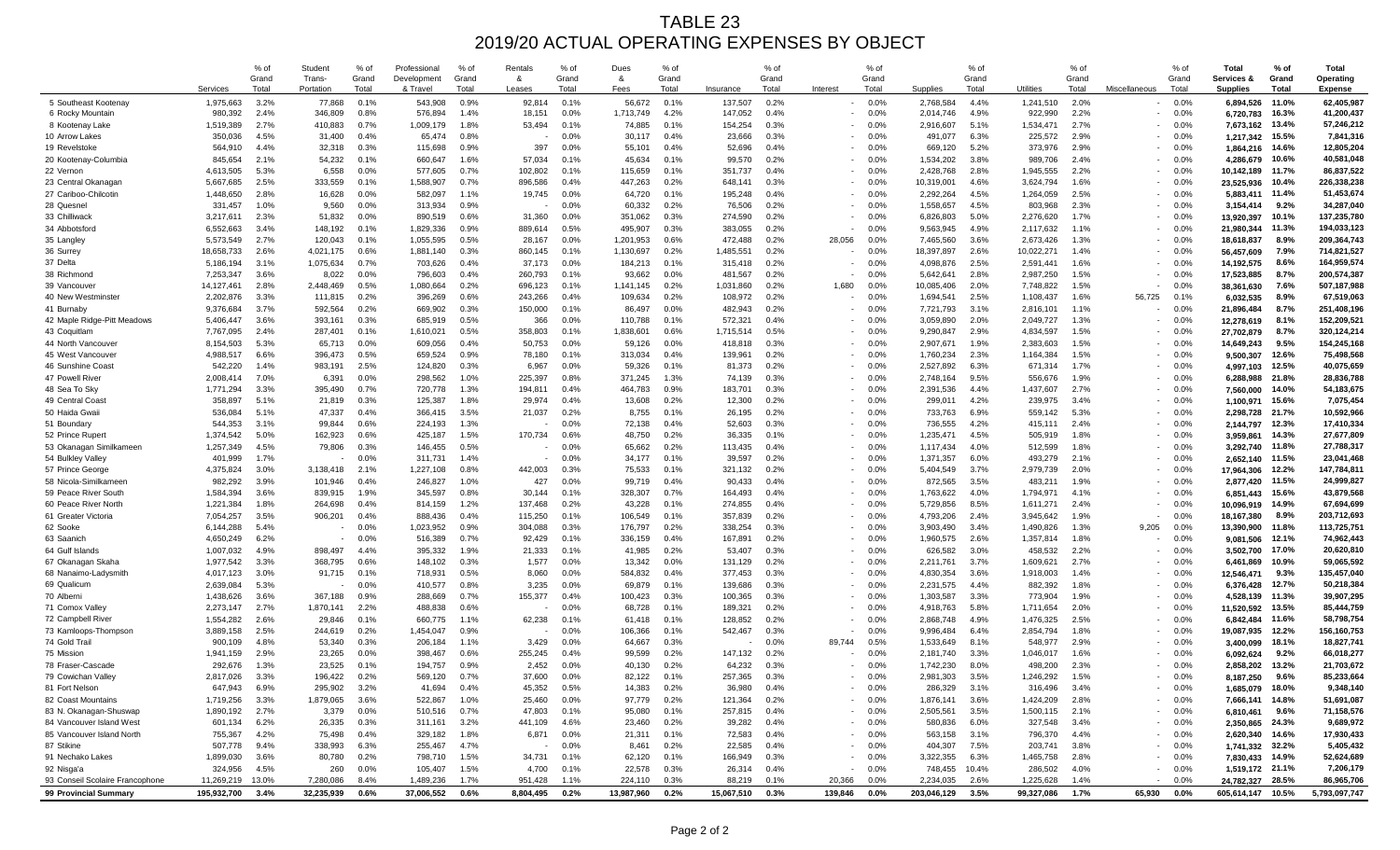# TABLE 23

## 2019/20 ACTUAL OPERATING EXPENSES BY OBJECT

| | Services | % of Grand Total | Student Trans-Portation | % of Grand Total | Professional Development & Travel | % of Grand Total | Rentals & Leases | % of Grand Total | Dues & Fees | % of Grand Total | Insurance | % of Grand Total | Interest | % of Grand Total | Supplies | % of Grand Total | Utilities | % of Grand Total | Miscellaneous | % of Grand Total | Total Services & Supplies | % of Grand Total | Total Operating Expense |
|---|---|---|---|---|---|---|---|---|---|---|---|---|---|---|---|---|---|---|---|---|---|---|---|
| 5 Southeast Kootenay | 1,975,663 | 3.2% | 77,868 | 0.1% | 543,908 | 0.9% | 92,814 | 0.1% | 56,672 | 0.1% | 137,507 | 0.2% | - | 0.0% | 2,768,584 | 4.4% | 1,241,510 | 2.0% | - | 0.0% | 6,894,526 | 11.0% | 62,405,987 |
| 6 Rocky Mountain | 980,392 | 2.4% | 346,809 | 0.8% | 576,894 | 1.4% | 18,151 | 0.0% | 1,713,749 | 4.2% | 147,052 | 0.4% | - | 0.0% | 2,014,746 | 4.9% | 922,990 | 2.2% | - | 0.0% | 6,720,783 | 16.3% | 41,200,437 |
| 8 Kootenay Lake | 1,519,389 | 2.7% | 410,883 | 0.7% | 1,009,179 | 1.8% | 53,494 | 0.1% | 74,885 | 0.1% | 154,254 | 0.3% | - | 0.0% | 2,916,607 | 5.1% | 1,534,471 | 2.7% | - | 0.0% | 7,673,162 | 13.4% | 57,246,212 |
| 10 Arrow Lakes | 350,036 | 4.5% | 31,400 | 0.4% | 65,474 | 0.8% | - | 0.0% | 30,117 | 0.4% | 23,666 | 0.3% | - | 0.0% | 491,077 | 6.3% | 225,572 | 2.9% | - | 0.0% | 1,217,342 | 15.5% | 7,841,316 |
| 19 Revelstoke | 564,910 | 4.4% | 32,318 | 0.3% | 115,698 | 0.9% | 397 | 0.0% | 55,101 | 0.4% | 52,696 | 0.4% | - | 0.0% | 669,120 | 5.2% | 373,976 | 2.9% | - | 0.0% | 1,864,216 | 14.6% | 12,805,204 |
| 20 Kootenay-Columbia | 845,654 | 2.1% | 54,232 | 0.1% | 660,647 | 1.6% | 57,034 | 0.1% | 45,634 | 0.1% | 99,570 | 0.2% | - | 0.0% | 1,534,202 | 3.8% | 989,706 | 2.4% | - | 0.0% | 4,286,679 | 10.6% | 40,581,048 |
| 22 Vernon | 4,613,505 | 5.3% | 6,558 | 0.0% | 577,605 | 0.7% | 102,802 | 0.1% | 115,659 | 0.1% | 351,737 | 0.4% | - | 0.0% | 2,428,768 | 2.8% | 1,945,555 | 2.2% | - | 0.0% | 10,142,189 | 11.7% | 86,837,522 |
| 23 Central Okanagan | 5,667,685 | 2.5% | 333,559 | 0.1% | 1,588,907 | 0.7% | 896,586 | 0.4% | 447,263 | 0.2% | 648,141 | 0.3% | - | 0.0% | 10,319,001 | 4.6% | 3,624,794 | 1.6% | - | 0.0% | 23,525,936 | 10.4% | 226,338,238 |
| 27 Cariboo-Chilcotin | 1,448,650 | 2.8% | 16,628 | 0.0% | 582,097 | 1.1% | 19,745 | 0.0% | 64,720 | 0.1% | 195,248 | 0.4% | - | 0.0% | 2,292,264 | 4.5% | 1,264,059 | 2.5% | - | 0.0% | 5,883,411 | 11.4% | 51,453,674 |
| 28 Quesnel | 331,457 | 1.0% | 9,560 | 0.0% | 313,934 | 0.9% | - | 0.0% | 60,332 | 0.2% | 76,506 | 0.2% | - | 0.0% | 1,558,657 | 4.5% | 803,968 | 2.3% | - | 0.0% | 3,154,414 | 9.2% | 34,287,040 |
| 33 Chilliwack | 3,217,611 | 2.3% | 51,832 | 0.0% | 890,519 | 0.6% | 31,360 | 0.0% | 351,062 | 0.3% | 274,590 | 0.2% | - | 0.0% | 6,826,803 | 5.0% | 2,276,620 | 1.7% | - | 0.0% | 13,920,397 | 10.1% | 137,235,780 |
| 34 Abbotsford | 6,552,663 | 3.4% | 148,192 | 0.1% | 1,829,336 | 0.9% | 889,614 | 0.5% | 495,907 | 0.3% | 383,055 | 0.2% | - | 0.0% | 9,563,945 | 4.9% | 2,117,632 | 1.1% | - | 0.0% | 21,980,344 | 11.3% | 194,033,123 |
| 35 Langley | 5,573,549 | 2.7% | 120,043 | 0.1% | 1,055,595 | 0.5% | 28,167 | 0.0% | 1,201,953 | 0.6% | 472,488 | 0.2% | 28,056 | 0.0% | 7,465,560 | 3.6% | 2,673,426 | 1.3% | - | 0.0% | 18,618,837 | 8.9% | 209,364,743 |
| 36 Surrey | 18,658,733 | 2.6% | 4,021,175 | 0.6% | 1,881,140 | 0.3% | 860,145 | 0.1% | 1,130,697 | 0.2% | 1,485,551 | 0.2% | - | 0.0% | 18,397,897 | 2.6% | 10,022,271 | 1.4% | - | 0.0% | 56,457,609 | 7.9% | 714,821,527 |
| 37 Delta | 5,186,194 | 3.1% | 1,075,634 | 0.7% | 703,626 | 0.4% | 37,173 | 0.0% | 184,213 | 0.1% | 315,418 | 0.2% | - | 0.0% | 4,098,876 | 2.5% | 2,591,441 | 1.6% | - | 0.0% | 14,192,575 | 8.6% | 164,959,574 |
| 38 Richmond | 7,253,347 | 3.6% | 8,022 | 0.0% | 796,603 | 0.4% | 260,793 | 0.1% | 93,662 | 0.0% | 481,567 | 0.2% | - | 0.0% | 5,642,641 | 2.8% | 2,987,250 | 1.5% | - | 0.0% | 17,523,885 | 8.7% | 200,574,387 |
| 39 Vancouver | 14,127,461 | 2.8% | 2,448,469 | 0.5% | 1,080,664 | 0.2% | 696,123 | 0.1% | 1,141,145 | 0.2% | 1,031,860 | 0.2% | 1,680 | 0.0% | 10,085,406 | 2.0% | 7,748,822 | 1.5% | - | 0.0% | 38,361,630 | 7.6% | 507,187,988 |
| 40 New Westminster | 2,202,876 | 3.3% | 111,815 | 0.2% | 396,269 | 0.6% | 243,266 | 0.4% | 109,634 | 0.2% | 108,972 | 0.2% | - | 0.0% | 1,694,541 | 2.5% | 1,108,437 | 1.6% | 56,725 | 0.1% | 6,032,535 | 8.9% | 67,519,063 |
| 41 Burnaby | 9,376,684 | 3.7% | 592,564 | 0.2% | 669,902 | 0.3% | 150,000 | 0.1% | 86,497 | 0.0% | 482,943 | 0.2% | - | 0.0% | 7,721,793 | 3.1% | 2,816,101 | 1.1% | - | 0.0% | 21,896,484 | 8.7% | 251,408,196 |
| 42 Maple Ridge-Pitt Meadows | 5,406,447 | 3.6% | 393,161 | 0.3% | 685,919 | 0.5% | 366 | 0.0% | 110,788 | 0.1% | 572,321 | 0.4% | - | 0.0% | 3,059,890 | 2.0% | 2,049,727 | 1.3% | - | 0.0% | 12,278,619 | 8.1% | 152,209,521 |
| 43 Coquitlam | 7,767,095 | 2.4% | 287,401 | 0.1% | 1,610,021 | 0.5% | 358,803 | 0.1% | 1,838,601 | 0.6% | 1,715,514 | 0.5% | - | 0.0% | 9,290,847 | 2.9% | 4,834,597 | 1.5% | - | 0.0% | 27,702,879 | 8.7% | 320,124,214 |
| 44 North Vancouver | 8,154,503 | 5.3% | 65,713 | 0.0% | 609,056 | 0.4% | 50,753 | 0.0% | 59,126 | 0.0% | 418,818 | 0.3% | - | 0.0% | 2,907,671 | 1.9% | 2,383,603 | 1.5% | - | 0.0% | 14,649,243 | 9.5% | 154,245,168 |
| 45 West Vancouver | 4,988,517 | 6.6% | 396,473 | 0.5% | 659,524 | 0.9% | 78,180 | 0.1% | 313,034 | 0.4% | 139,961 | 0.2% | - | 0.0% | 1,760,234 | 2.3% | 1,164,384 | 1.5% | - | 0.0% | 9,500,307 | 12.6% | 75,498,568 |
| 46 Sunshine Coast | 542,220 | 1.4% | 983,191 | 2.5% | 124,820 | 0.3% | 6,967 | 0.0% | 59,326 | 0.1% | 81,373 | 0.2% | - | 0.0% | 2,527,892 | 6.3% | 671,314 | 1.7% | - | 0.0% | 4,997,103 | 12.5% | 40,075,659 |
| 47 Powell River | 2,008,414 | 7.0% | 6,391 | 0.0% | 298,562 | 1.0% | 225,397 | 0.8% | 371,245 | 1.3% | 74,139 | 0.3% | - | 0.0% | 2,748,164 | 9.5% | 556,676 | 1.9% | - | 0.0% | 6,288,988 | 21.8% | 28,836,788 |
| 48 Sea To Sky | 1,771,294 | 3.3% | 395,490 | 0.7% | 720,778 | 1.3% | 194,811 | 0.4% | 464,783 | 0.9% | 183,701 | 0.3% | - | 0.0% | 2,391,536 | 4.4% | 1,437,607 | 2.7% | - | 0.0% | 7,560,000 | 14.0% | 54,183,675 |
| 49 Central Coast | 358,897 | 5.1% | 21,819 | 0.3% | 125,387 | 1.8% | 29,974 | 0.4% | 13,608 | 0.2% | 12,300 | 0.2% | - | 0.0% | 299,011 | 4.2% | 239,975 | 3.4% | - | 0.0% | 1,100,971 | 15.6% | 7,075,454 |
| 50 Haida Gwaii | 536,084 | 5.1% | 47,337 | 0.4% | 366,415 | 3.5% | 21,037 | 0.2% | 8,755 | 0.1% | 26,195 | 0.2% | - | 0.0% | 733,763 | 6.9% | 559,142 | 5.3% | - | 0.0% | 2,298,728 | 21.7% | 10,592,966 |
| 51 Boundary | 544,353 | 3.1% | 99,844 | 0.6% | 224,193 | 1.3% | - | 0.0% | 72,138 | 0.4% | 52,603 | 0.3% | - | 0.0% | 736,555 | 4.2% | 415,111 | 2.4% | - | 0.0% | 2,144,797 | 12.3% | 17,410,334 |
| 52 Prince Rupert | 1,374,542 | 5.0% | 162,923 | 0.6% | 425,187 | 1.5% | 170,734 | 0.6% | 48,750 | 0.2% | 36,335 | 0.1% | - | 0.0% | 1,235,471 | 4.5% | 505,919 | 1.8% | - | 0.0% | 3,959,861 | 14.3% | 27,677,809 |
| 53 Okanagan Similkameen | 1,257,349 | 4.5% | 79,806 | 0.3% | 146,455 | 0.5% | - | 0.0% | 65,662 | 0.2% | 113,435 | 0.4% | - | 0.0% | 1,117,434 | 4.0% | 512,599 | 1.8% | - | 0.0% | 3,292,740 | 11.8% | 27,788,317 |
| 54 Bulkley Valley | 401,999 | 1.7% | - | 0.0% | 311,731 | 1.4% | - | 0.0% | 34,177 | 0.1% | 39,597 | 0.2% | - | 0.0% | 1,371,357 | 6.0% | 493,279 | 2.1% | - | 0.0% | 2,652,140 | 11.5% | 23,041,468 |
| 57 Prince George | 4,375,824 | 3.0% | 3,138,418 | 2.1% | 1,227,108 | 0.8% | 442,003 | 0.3% | 75,533 | 0.1% | 321,132 | 0.2% | - | 0.0% | 5,404,549 | 3.7% | 2,979,739 | 2.0% | - | 0.0% | 17,964,306 | 12.2% | 147,784,811 |
| 58 Nicola-Similkameen | 982,292 | 3.9% | 101,946 | 0.4% | 246,827 | 1.0% | 427 | 0.0% | 99,719 | 0.4% | 90,433 | 0.4% | - | 0.0% | 872,565 | 3.5% | 483,211 | 1.9% | - | 0.0% | 2,877,420 | 11.5% | 24,999,827 |
| 59 Peace River South | 1,584,394 | 3.6% | 839,915 | 1.9% | 345,597 | 0.8% | 30,144 | 0.1% | 328,307 | 0.7% | 164,493 | 0.4% | - | 0.0% | 1,763,622 | 4.0% | 1,794,971 | 4.1% | - | 0.0% | 6,851,443 | 15.6% | 43,879,568 |
| 60 Peace River North | 1,221,384 | 1.8% | 264,698 | 0.4% | 814,159 | 1.2% | 137,468 | 0.2% | 43,228 | 0.1% | 274,855 | 0.4% | - | 0.0% | 5,729,856 | 8.5% | 1,611,271 | 2.4% | - | 0.0% | 10,096,919 | 14.9% | 67,694,699 |
| 61 Greater Victoria | 7,054,257 | 3.5% | 906,201 | 0.4% | 888,436 | 0.4% | 115,250 | 0.1% | 106,549 | 0.1% | 357,839 | 0.2% | - | 0.0% | 4,793,206 | 2.4% | 3,945,642 | 1.9% | - | 0.0% | 18,167,380 | 8.9% | 203,712,693 |
| 62 Sooke | 6,144,288 | 5.4% | - | 0.0% | 1,023,952 | 0.9% | 304,088 | 0.3% | 176,797 | 0.2% | 338,254 | 0.3% | - | 0.0% | 3,903,490 | 3.4% | 1,490,826 | 1.3% | 9,205 | 0.0% | 13,390,900 | 11.8% | 113,725,751 |
| 63 Saanich | 4,650,249 | 6.2% | - | 0.0% | 516,389 | 0.7% | 92,429 | 0.1% | 336,159 | 0.4% | 167,891 | 0.2% | - | 0.0% | 1,960,575 | 2.6% | 1,357,814 | 1.8% | - | 0.0% | 9,081,506 | 12.1% | 74,962,443 |
| 64 Gulf Islands | 1,007,032 | 4.9% | 898,497 | 4.4% | 395,332 | 1.9% | 21,333 | 0.1% | 41,985 | 0.2% | 53,407 | 0.3% | - | 0.0% | 626,582 | 3.0% | 458,532 | 2.2% | - | 0.0% | 3,502,700 | 17.0% | 20,620,810 |
| 67 Okanagan Skaha | 1,977,542 | 3.3% | 368,795 | 0.6% | 148,102 | 0.3% | 1,577 | 0.0% | 13,342 | 0.0% | 131,129 | 0.2% | - | 0.0% | 2,211,761 | 3.7% | 1,609,621 | 2.7% | - | 0.0% | 6,461,869 | 10.9% | 59,065,592 |
| 68 Nanaimo-Ladysmith | 4,017,123 | 3.0% | 91,715 | 0.1% | 718,931 | 0.5% | 8,060 | 0.0% | 584,832 | 0.4% | 377,453 | 0.3% | - | 0.0% | 4,830,354 | 3.6% | 1,918,003 | 1.4% | - | 0.0% | 12,546,471 | 9.3% | 135,457,040 |
| 69 Qualicum | 2,639,084 | 5.3% | - | 0.0% | 410,577 | 0.8% | 3,235 | 0.0% | 69,879 | 0.1% | 139,686 | 0.3% | - | 0.0% | 2,231,575 | 4.4% | 882,392 | 1.8% | - | 0.0% | 6,376,428 | 12.7% | 50,218,384 |
| 70 Alberni | 1,438,626 | 3.6% | 367,188 | 0.9% | 288,669 | 0.7% | 155,377 | 0.4% | 100,423 | 0.3% | 100,365 | 0.3% | - | 0.0% | 1,303,587 | 3.3% | 773,904 | 1.9% | - | 0.0% | 4,528,139 | 11.3% | 39,907,295 |
| 71 Comox Valley | 2,273,147 | 2.7% | 1,870,141 | 2.2% | 488,838 | 0.6% | - | 0.0% | 68,728 | 0.1% | 189,321 | 0.2% | - | 0.0% | 4,918,763 | 5.8% | 1,711,654 | 2.0% | - | 0.0% | 11,520,592 | 13.5% | 85,444,759 |
| 72 Campbell River | 1,554,282 | 2.6% | 29,846 | 0.1% | 660,775 | 1.1% | 62,238 | 0.1% | 61,418 | 0.1% | 128,852 | 0.2% | - | 0.0% | 2,868,748 | 4.9% | 1,476,325 | 2.5% | - | 0.0% | 6,842,484 | 11.6% | 58,798,754 |
| 73 Kamloops-Thompson | 3,889,158 | 2.5% | 244,619 | 0.2% | 1,454,047 | 0.9% | - | 0.0% | 106,366 | 0.1% | 542,467 | 0.3% | - | 0.0% | 9,996,484 | 6.4% | 2,854,794 | 1.8% | - | 0.0% | 19,087,935 | 12.2% | 156,160,753 |
| 74 Gold Trail | 900,109 | 4.8% | 53,340 | 0.3% | 206,184 | 1.1% | 3,429 | 0.0% | 64,667 | 0.3% | - | 0.0% | 89,744 | 0.5% | 1,533,649 | 8.1% | 548,977 | 2.9% | - | 0.0% | 3,400,099 | 18.1% | 18,827,741 |
| 75 Mission | 1,941,159 | 2.9% | 23,265 | 0.0% | 398,467 | 0.6% | 255,245 | 0.4% | 99,599 | 0.2% | 147,132 | 0.2% | - | 0.0% | 2,181,740 | 3.3% | 1,046,017 | 1.6% | - | 0.0% | 6,092,624 | 9.2% | 66,018,277 |
| 78 Fraser-Cascade | 292,676 | 1.3% | 23,525 | 0.1% | 194,757 | 0.9% | 2,452 | 0.0% | 40,130 | 0.2% | 64,232 | 0.3% | - | 0.0% | 1,742,230 | 8.0% | 498,200 | 2.3% | - | 0.0% | 2,858,202 | 13.2% | 21,703,672 |
| 79 Cowichan Valley | 2,817,026 | 3.3% | 196,422 | 0.2% | 569,120 | 0.7% | 37,600 | 0.0% | 82,122 | 0.1% | 257,365 | 0.3% | - | 0.0% | 2,981,303 | 3.5% | 1,246,292 | 1.5% | - | 0.0% | 8,187,250 | 9.6% | 85,233,664 |
| 81 Fort Nelson | 647,943 | 6.9% | 295,902 | 3.2% | 41,694 | 0.4% | 45,352 | 0.5% | 14,383 | 0.2% | 36,980 | 0.4% | - | 0.0% | 286,329 | 3.1% | 316,496 | 3.4% | - | 0.0% | 1,685,079 | 18.0% | 9,348,140 |
| 82 Coast Mountains | 1,719,256 | 3.3% | 1,879,065 | 3.6% | 522,867 | 1.0% | 25,460 | 0.0% | 97,779 | 0.2% | 121,364 | 0.2% | - | 0.0% | 1,876,141 | 3.6% | 1,424,209 | 2.8% | - | 0.0% | 7,666,141 | 14.8% | 51,691,087 |
| 83 N. Okanagan-Shuswap | 1,890,192 | 2.7% | 3,379 | 0.0% | 510,516 | 0.7% | 47,803 | 0.1% | 95,080 | 0.1% | 257,815 | 0.4% | - | 0.0% | 2,505,561 | 3.5% | 1,500,115 | 2.1% | - | 0.0% | 6,810,461 | 9.6% | 71,158,576 |
| 84 Vancouver Island West | 601,134 | 6.2% | 26,335 | 0.3% | 311,161 | 3.2% | 441,109 | 4.6% | 23,460 | 0.2% | 39,282 | 0.4% | - | 0.0% | 580,836 | 6.0% | 327,548 | 3.4% | - | 0.0% | 2,350,865 | 24.3% | 9,689,972 |
| 85 Vancouver Island North | 755,367 | 4.2% | 75,498 | 0.4% | 329,182 | 1.8% | 6,871 | 0.0% | 21,311 | 0.1% | 72,583 | 0.4% | - | 0.0% | 563,158 | 3.1% | 796,370 | 4.4% | - | 0.0% | 2,620,340 | 14.6% | 17,930,433 |
| 87 Stikine | 507,778 | 9.4% | 338,993 | 6.3% | 255,467 | 4.7% | - | 0.0% | 8,461 | 0.2% | 22,585 | 0.4% | - | 0.0% | 404,307 | 7.5% | 203,741 | 3.8% | - | 0.0% | 1,741,332 | 32.2% | 5,405,432 |
| 91 Nechako Lakes | 1,899,030 | 3.6% | 80,780 | 0.2% | 798,710 | 1.5% | 34,731 | 0.1% | 62,120 | 0.1% | 166,949 | 0.3% | - | 0.0% | 3,322,355 | 6.3% | 1,465,758 | 2.8% | - | 0.0% | 7,830,433 | 14.9% | 52,624,689 |
| 92 Nisga'a | 324,956 | 4.5% | 260 | 0.0% | 105,407 | 1.5% | 4,700 | 0.1% | 22,578 | 0.3% | 26,314 | 0.4% | - | 0.0% | 748,455 | 10.4% | 286,502 | 4.0% | - | 0.0% | 1,519,172 | 21.1% | 7,206,179 |
| 93 Conseil Scolaire Francophone | 11,269,219 | 13.0% | 7,280,086 | 8.4% | 1,489,236 | 1.7% | 951,428 | 1.1% | 224,110 | 0.3% | 88,219 | 0.1% | 20,366 | 0.0% | 2,234,035 | 2.6% | 1,225,628 | 1.4% | - | 0.0% | 24,782,327 | 28.5% | 86,965,706 |
| **99 Provincial Summary** | **195,932,700** | **3.4%** | **32,235,939** | **0.6%** | **37,006,552** | **0.6%** | **8,804,495** | **0.2%** | **13,987,960** | **0.2%** | **15,067,510** | **0.3%** | **139,846** | **0.0%** | **203,046,129** | **3.5%** | **99,327,086** | **1.7%** | **65,930** | **0.0%** | **605,614,147** | **10.5%** | **5,793,097,747** |